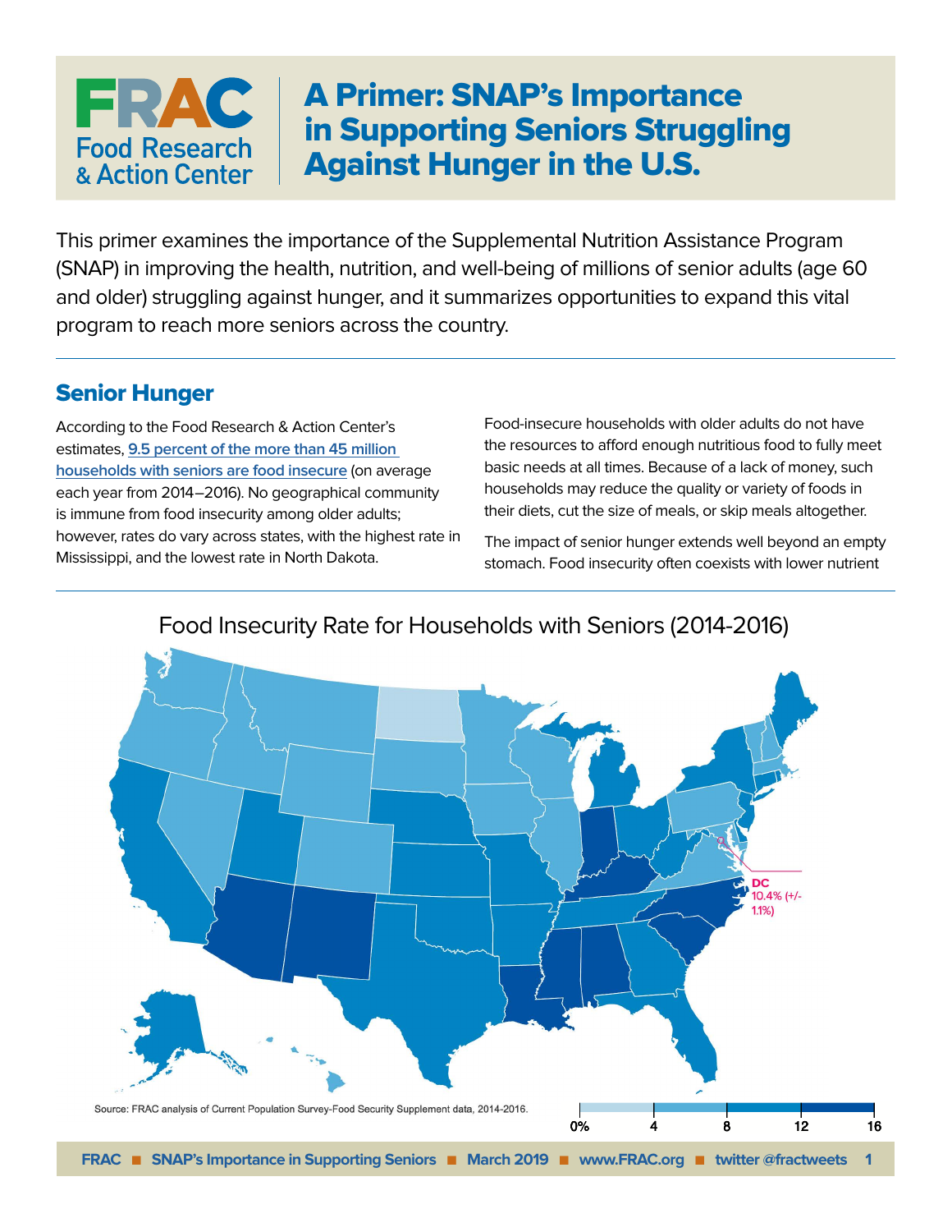# A Primer: SNAP's Importance in Supporting Seniors Struggling Against Hunger in the U.S.

This primer examines the importance of the Supplemental Nutrition Assistance Program (SNAP) in improving the health, nutrition, and well-being of millions of senior adults (age 60 and older) struggling against hunger, and it summarizes opportunities to expand this vital program to reach more seniors across the country.

## Senior Hunger

According to the Food Research & Action Center's estimates, 9.5 percent of the more than 45 million households with seniors are food insecure (on average each year from 2014–2016). No geographical community is immune from food insecurity among older adults; however, rates do vary across states, with the highest rate in Mississippi, and the lowest rate in North Dakota.

Food-insecure households with older adults do not have the resources to afford enough nutritious food to fully meet basic needs at all times. Because of a lack of money, such households may reduce the quality or variety of foods in their diets, cut the size of meals, or skip meals altogether.

The impact of senior hunger extends well beyond an empty stomach. Food insecurity often coexists with lower nutrient

Food Insecurity Rate for Households with Seniors (2014-2016)

DC 10.4% (+/- 1.1%)

0% | 4 | 8 | 12 | 16

Source: FRAC analysis of Current Population Survey-Food Security Supplement data, 2014-2016.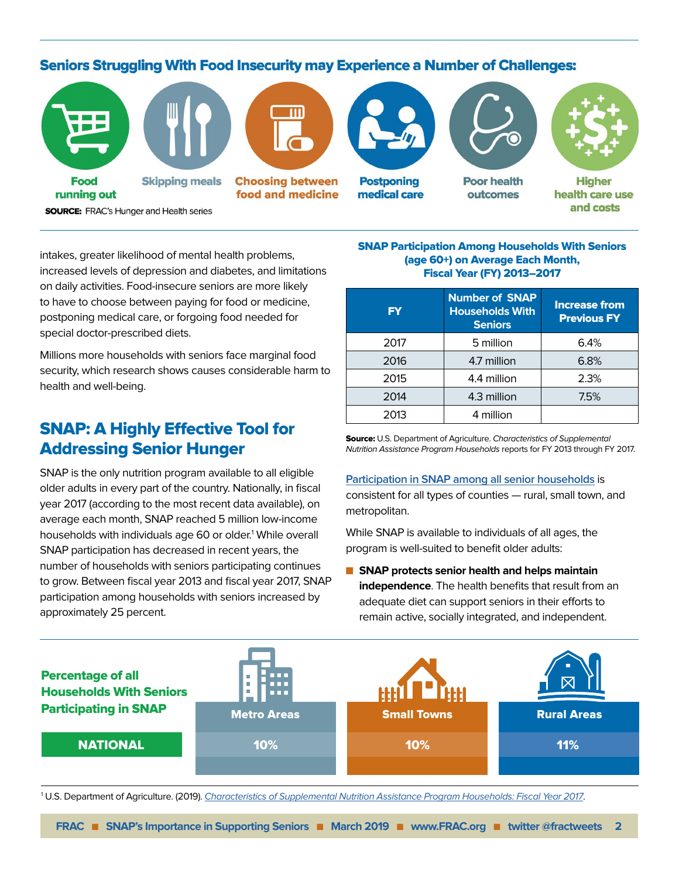### Seniors Struggling With Food Insecurity may Experience a Number of Challenges:

- Food running out
- Skipping meals
- Choosing between food and medicine
- Postponing medical care
- Poor health outcomes
- Higher health care use and costs

**SOURCE:** FRAC's Hunger and Health series

intakes, greater likelihood of mental health problems, increased levels of depression and diabetes, and limitations on daily activities. Food-insecure seniors are more likely to have to choose between paying for food or medicine, postponing medical care, or forgoing food needed for special doctor-prescribed diets.

Millions more households with seniors face marginal food security, which research shows causes considerable harm to health and well-being.

## SNAP: A Highly Effective Tool for Addressing Senior Hunger

SNAP is the only nutrition program available to all eligible older adults in every part of the country. Nationally, in fiscal year 2017 (according to the most recent data available), on average each month, SNAP reached 5 million low-income households with individuals age 60 or older.[1] While overall SNAP participation has decreased in recent years, the number of households with seniors participating continues to grow. Between fiscal year 2013 and fiscal year 2017, SNAP participation among households with seniors increased by approximately 25 percent.

**SNAP Participation Among Households With Seniors (age 60+) on Average Each Month, Fiscal Year (FY) 2013–2017**

| FY | Number of SNAP Households With Seniors | Increase from Previous FY |
|---|---|---|
| 2017 | 5 million | 6.4% |
| 2016 | 4.7 million | 6.8% |
| 2015 | 4.4 million | 2.3% |
| 2014 | 4.3 million | 7.5% |
| 2013 | 4 million | |

**Source:** U.S. Department of Agriculture. *Characteristics of Supplemental Nutrition Assistance Program Households* reports for FY 2013 through FY 2017.

Participation in SNAP among all senior households is consistent for all types of counties — rural, small town, and metropolitan.

While SNAP is available to individuals of all ages, the program is well-suited to benefit older adults:

- **SNAP protects senior health and helps maintain independence**. The health benefits that result from an adequate diet can support seniors in their efforts to remain active, socially integrated, and independent.

**Percentage of all Households With Seniors Participating in SNAP**

| | Metro Areas | Small Towns | Rural Areas |
|---|---|---|---|
| NATIONAL | 10% | 10% | 11% |

[1] U.S. Department of Agriculture. (2019). *Characteristics of Supplemental Nutrition Assistance Program Households: Fiscal Year 2017*.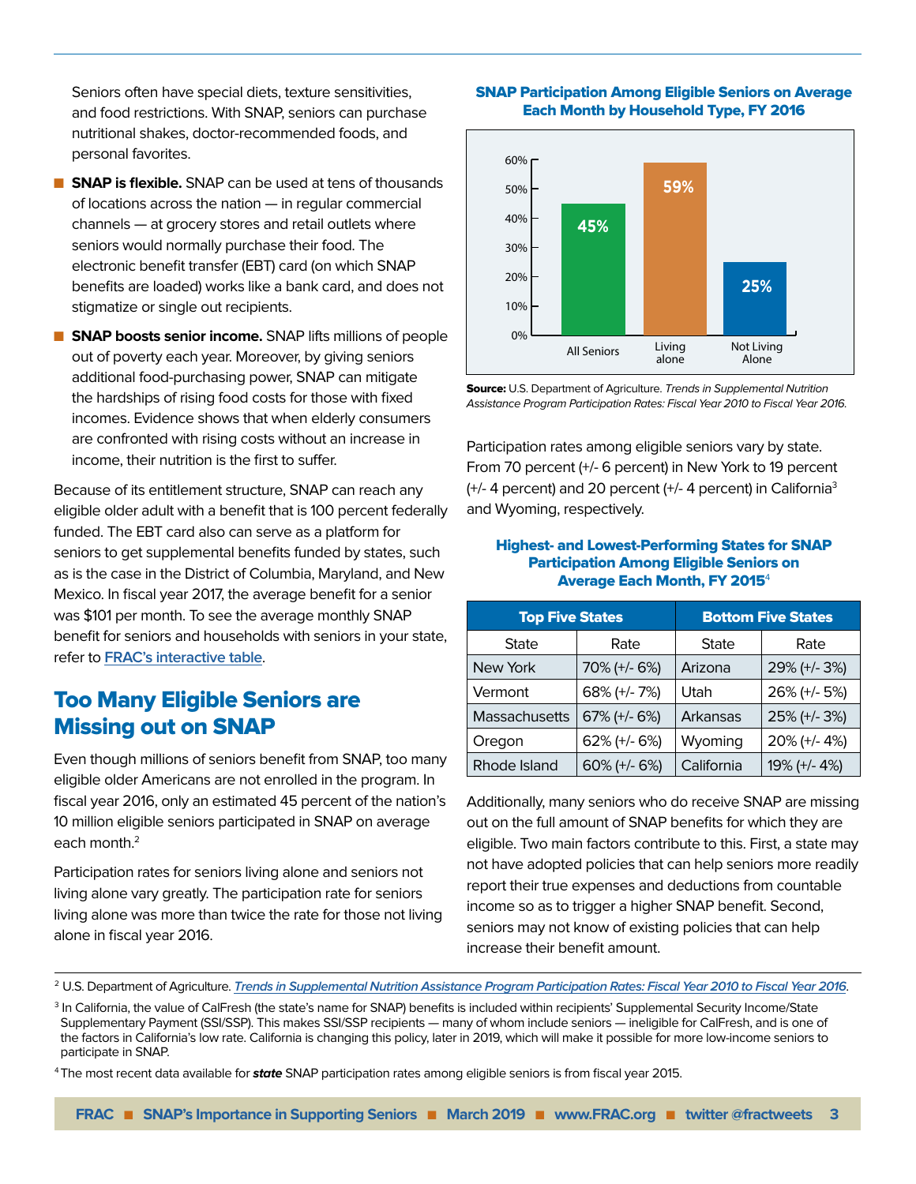Seniors often have special diets, texture sensitivities, and food restrictions. With SNAP, seniors can purchase nutritional shakes, doctor-recommended foods, and personal favorites.

- **SNAP is flexible.** SNAP can be used at tens of thousands of locations across the nation — in regular commercial channels — at grocery stores and retail outlets where seniors would normally purchase their food. The electronic benefit transfer (EBT) card (on which SNAP benefits are loaded) works like a bank card, and does not stigmatize or single out recipients.
- **SNAP boosts senior income.** SNAP lifts millions of people out of poverty each year. Moreover, by giving seniors additional food-purchasing power, SNAP can mitigate the hardships of rising food costs for those with fixed incomes. Evidence shows that when elderly consumers are confronted with rising costs without an increase in income, their nutrition is the first to suffer.

Because of its entitlement structure, SNAP can reach any eligible older adult with a benefit that is 100 percent federally funded. The EBT card also can serve as a platform for seniors to get supplemental benefits funded by states, such as is the case in the District of Columbia, Maryland, and New Mexico. In fiscal year 2017, the average benefit for a senior was $101 per month. To see the average monthly SNAP benefit for seniors and households with seniors in your state, refer to FRAC's interactive table.

## Too Many Eligible Seniors are Missing out on SNAP

Even though millions of seniors benefit from SNAP, too many eligible older Americans are not enrolled in the program. In fiscal year 2016, only an estimated 45 percent of the nation's 10 million eligible seniors participated in SNAP on average each month.[2]

Participation rates for seniors living alone and seniors not living alone vary greatly. The participation rate for seniors living alone was more than twice the rate for those not living alone in fiscal year 2016.

**SNAP Participation Among Eligible Seniors on Average Each Month by Household Type, FY 2016**

| Household Type | Participation Rate |
|---|---|
| All Seniors | 45% |
| Living alone | 59% |
| Not Living Alone | 25% |

**Source:** U.S. Department of Agriculture. *Trends in Supplemental Nutrition Assistance Program Participation Rates: Fiscal Year 2010 to Fiscal Year 2016.*

Participation rates among eligible seniors vary by state. From 70 percent (+/- 6 percent) in New York to 19 percent (+/- 4 percent) and 20 percent (+/- 4 percent) in California[3] and Wyoming, respectively.

**Highest- and Lowest-Performing States for SNAP Participation Among Eligible Seniors on Average Each Month, FY 2015**[4]

| Top Five States | | Bottom Five States | |
|---|---|---|---|
| State | Rate | State | Rate |
| New York | 70% (+/- 6%) | Arizona | 29% (+/- 3%) |
| Vermont | 68% (+/- 7%) | Utah | 26% (+/- 5%) |
| Massachusetts | 67% (+/- 6%) | Arkansas | 25% (+/- 3%) |
| Oregon | 62% (+/- 6%) | Wyoming | 20% (+/- 4%) |
| Rhode Island | 60% (+/- 6%) | California | 19% (+/- 4%) |

Additionally, many seniors who do receive SNAP are missing out on the full amount of SNAP benefits for which they are eligible. Two main factors contribute to this. First, a state may not have adopted policies that can help seniors more readily report their true expenses and deductions from countable income so as to trigger a higher SNAP benefit. Second, seniors may not know of existing policies that can help increase their benefit amount.

---

[2] U.S. Department of Agriculture. *Trends in Supplemental Nutrition Assistance Program Participation Rates: Fiscal Year 2010 to Fiscal Year 2016*.

[3] In California, the value of CalFresh (the state's name for SNAP) benefits is included within recipients' Supplemental Security Income/State Supplementary Payment (SSI/SSP). This makes SSI/SSP recipients — many of whom include seniors — ineligible for CalFresh, and is one of the factors in California's low rate. California is changing this policy, later in 2019, which will make it possible for more low-income seniors to participate in SNAP.

[4] The most recent data available for ***state*** SNAP participation rates among eligible seniors is from fiscal year 2015.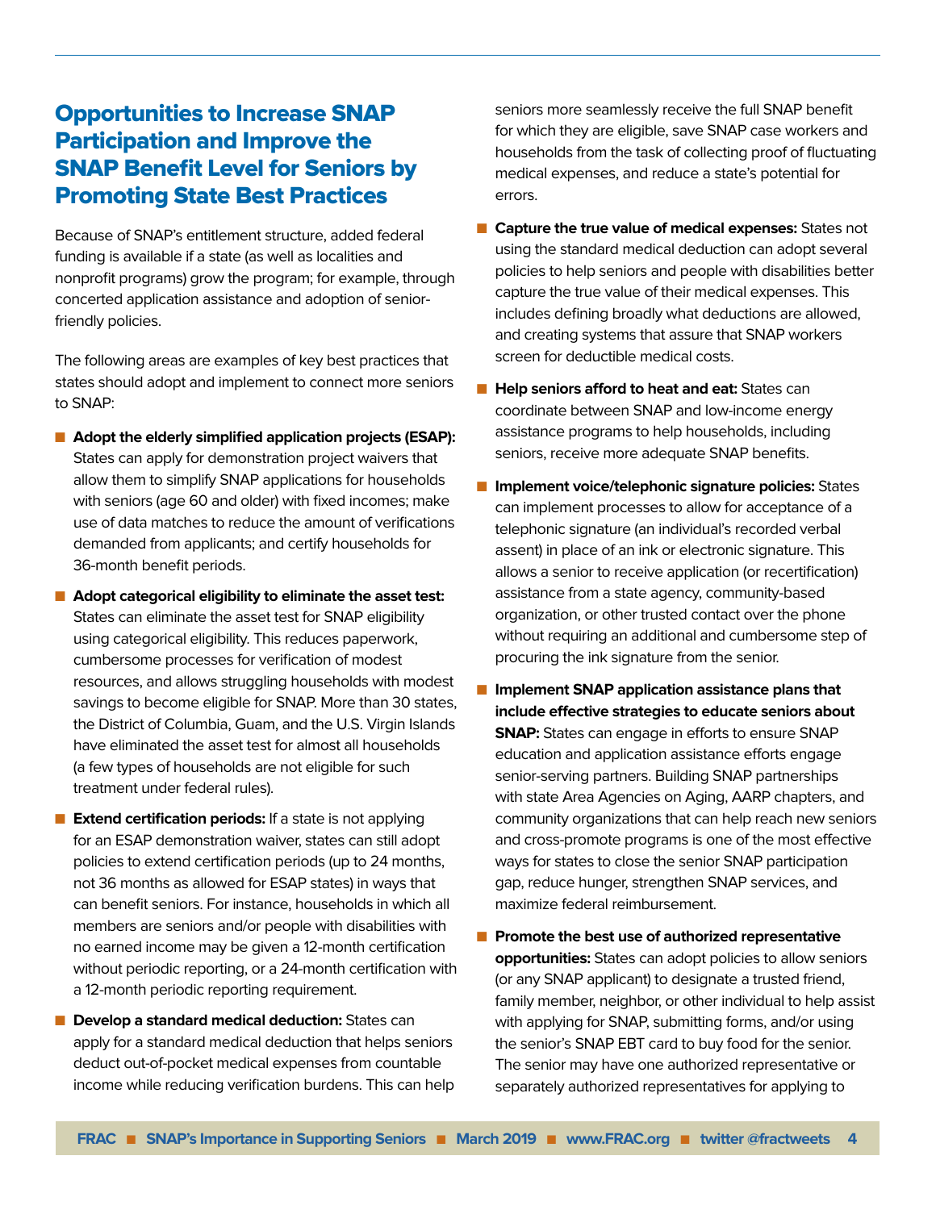## Opportunities to Increase SNAP Participation and Improve the SNAP Benefit Level for Seniors by Promoting State Best Practices

Because of SNAP's entitlement structure, added federal funding is available if a state (as well as localities and nonprofit programs) grow the program; for example, through concerted application assistance and adoption of senior-friendly policies.

The following areas are examples of key best practices that states should adopt and implement to connect more seniors to SNAP:

- **Adopt the elderly simplified application projects (ESAP):** States can apply for demonstration project waivers that allow them to simplify SNAP applications for households with seniors (age 60 and older) with fixed incomes; make use of data matches to reduce the amount of verifications demanded from applicants; and certify households for 36-month benefit periods.
- **Adopt categorical eligibility to eliminate the asset test:** States can eliminate the asset test for SNAP eligibility using categorical eligibility. This reduces paperwork, cumbersome processes for verification of modest resources, and allows struggling households with modest savings to become eligible for SNAP. More than 30 states, the District of Columbia, Guam, and the U.S. Virgin Islands have eliminated the asset test for almost all households (a few types of households are not eligible for such treatment under federal rules).
- **Extend certification periods:** If a state is not applying for an ESAP demonstration waiver, states can still adopt policies to extend certification periods (up to 24 months, not 36 months as allowed for ESAP states) in ways that can benefit seniors. For instance, households in which all members are seniors and/or people with disabilities with no earned income may be given a 12-month certification without periodic reporting, or a 24-month certification with a 12-month periodic reporting requirement.
- **Develop a standard medical deduction:** States can apply for a standard medical deduction that helps seniors deduct out-of-pocket medical expenses from countable income while reducing verification burdens. This can help seniors more seamlessly receive the full SNAP benefit for which they are eligible, save SNAP case workers and households from the task of collecting proof of fluctuating medical expenses, and reduce a state's potential for errors.
- **Capture the true value of medical expenses:** States not using the standard medical deduction can adopt several policies to help seniors and people with disabilities better capture the true value of their medical expenses. This includes defining broadly what deductions are allowed, and creating systems that assure that SNAP workers screen for deductible medical costs.
- **Help seniors afford to heat and eat:** States can coordinate between SNAP and low-income energy assistance programs to help households, including seniors, receive more adequate SNAP benefits.
- **Implement voice/telephonic signature policies:** States can implement processes to allow for acceptance of a telephonic signature (an individual's recorded verbal assent) in place of an ink or electronic signature. This allows a senior to receive application (or recertification) assistance from a state agency, community-based organization, or other trusted contact over the phone without requiring an additional and cumbersome step of procuring the ink signature from the senior.
- **Implement SNAP application assistance plans that include effective strategies to educate seniors about SNAP:** States can engage in efforts to ensure SNAP education and application assistance efforts engage senior-serving partners. Building SNAP partnerships with state Area Agencies on Aging, AARP chapters, and community organizations that can help reach new seniors and cross-promote programs is one of the most effective ways for states to close the senior SNAP participation gap, reduce hunger, strengthen SNAP services, and maximize federal reimbursement.
- **Promote the best use of authorized representative opportunities:** States can adopt policies to allow seniors (or any SNAP applicant) to designate a trusted friend, family member, neighbor, or other individual to help assist with applying for SNAP, submitting forms, and/or using the senior's SNAP EBT card to buy food for the senior. The senior may have one authorized representative or separately authorized representatives for applying to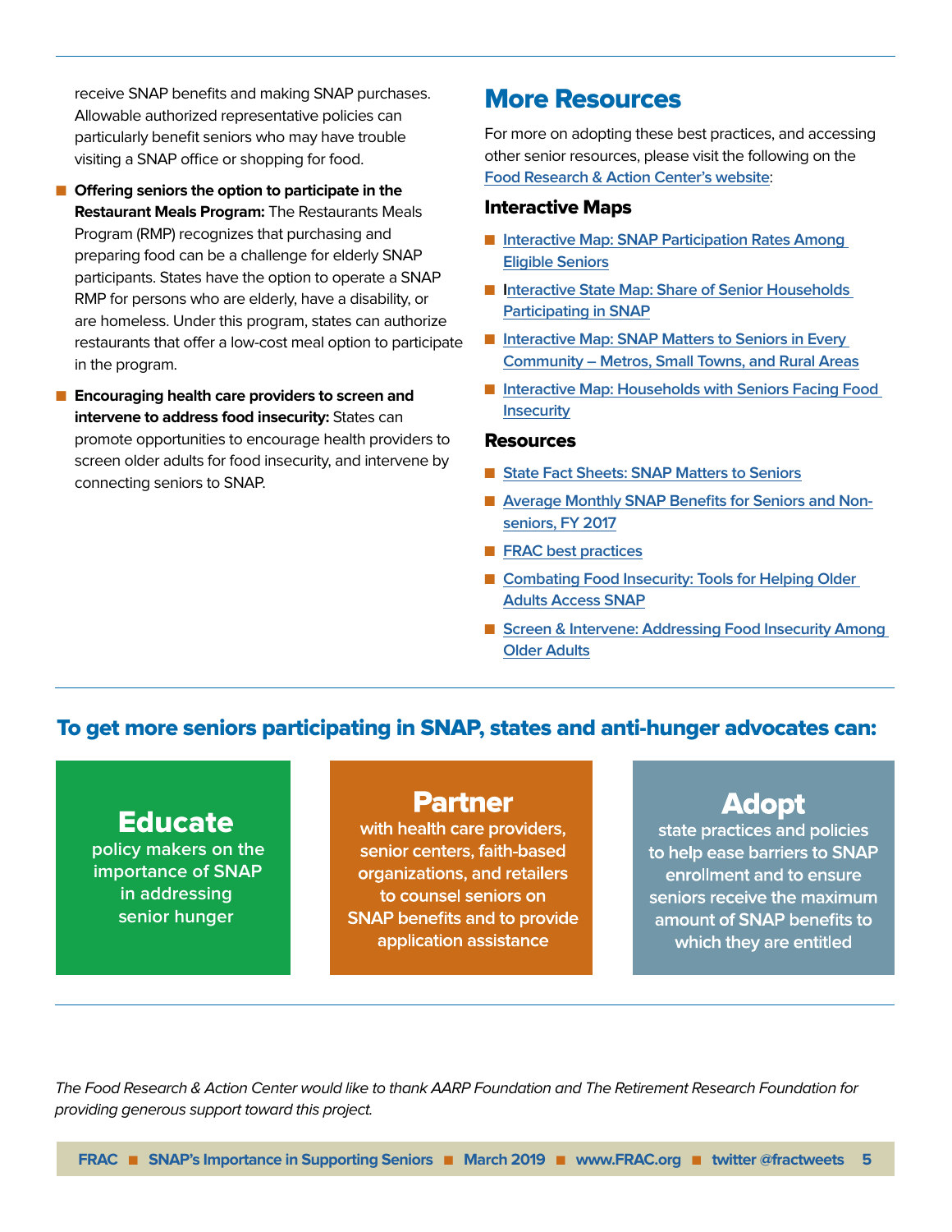receive SNAP benefits and making SNAP purchases. Allowable authorized representative policies can particularly benefit seniors who may have trouble visiting a SNAP office or shopping for food.

- **Offering seniors the option to participate in the Restaurant Meals Program:** The Restaurants Meals Program (RMP) recognizes that purchasing and preparing food can be a challenge for elderly SNAP participants. States have the option to operate a SNAP RMP for persons who are elderly, have a disability, or are homeless. Under this program, states can authorize restaurants that offer a low-cost meal option to participate in the program.
- **Encouraging health care providers to screen and intervene to address food insecurity:** States can promote opportunities to encourage health providers to screen older adults for food insecurity, and intervene by connecting seniors to SNAP.

## More Resources

For more on adopting these best practices, and accessing other senior resources, please visit the following on the Food Research & Action Center's website:

### Interactive Maps

- Interactive Map: SNAP Participation Rates Among Eligible Seniors
- Interactive State Map: Share of Senior Households Participating in SNAP
- Interactive Map: SNAP Matters to Seniors in Every Community – Metros, Small Towns, and Rural Areas
- Interactive Map: Households with Seniors Facing Food Insecurity

### Resources

- State Fact Sheets: SNAP Matters to Seniors
- Average Monthly SNAP Benefits for Seniors and Non-seniors, FY 2017
- FRAC best practices
- Combating Food Insecurity: Tools for Helping Older Adults Access SNAP
- Screen & Intervene: Addressing Food Insecurity Among Older Adults

## To get more seniors participating in SNAP, states and anti-hunger advocates can:

**Educate**
policy makers on the importance of SNAP in addressing senior hunger

**Partner**
with health care providers, senior centers, faith-based organizations, and retailers to counsel seniors on SNAP benefits and to provide application assistance

**Adopt**
state practices and policies to help ease barriers to SNAP enrollment and to ensure seniors receive the maximum amount of SNAP benefits to which they are entitled

*The Food Research & Action Center would like to thank AARP Foundation and The Retirement Research Foundation for providing generous support toward this project.*